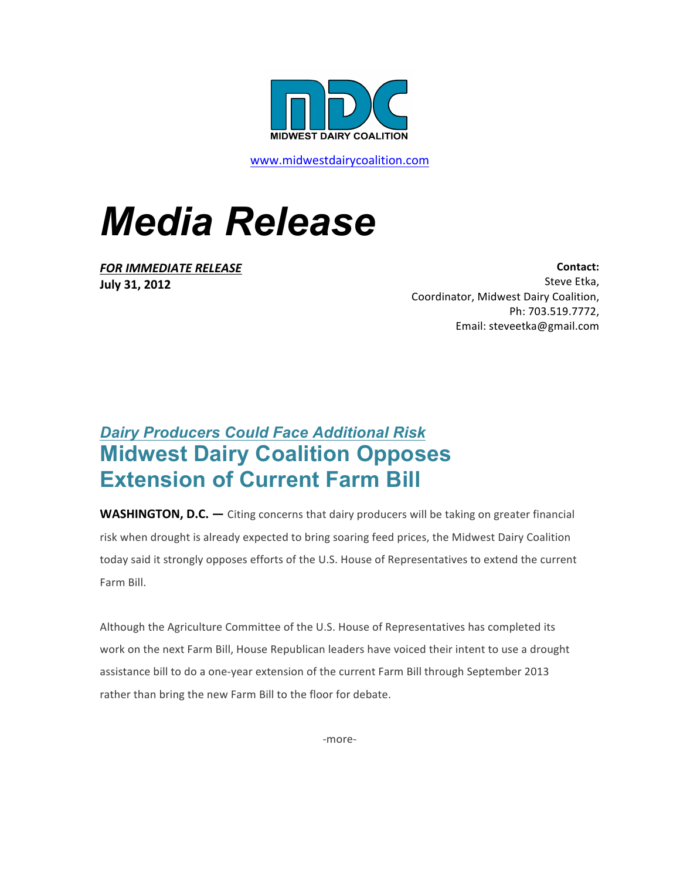MIDWEST DAIRY COALITION

www.midwestdairycoalition.com

# Media Release

***FOR IMMEDIATE RELEASE***
**July 31, 2012**

**Contact:**
Steve Etka,
Coordinator, Midwest Dairy Coalition,
Ph: 703.519.7772,
Email: steveetka@gmail.com

***Dairy Producers Could Face Additional Risk***

## Midwest Dairy Coalition Opposes Extension of Current Farm Bill

**WASHINGTON, D.C. —** Citing concerns that dairy producers will be taking on greater financial risk when drought is already expected to bring soaring feed prices, the Midwest Dairy Coalition today said it strongly opposes efforts of the U.S. House of Representatives to extend the current Farm Bill.

Although the Agriculture Committee of the U.S. House of Representatives has completed its work on the next Farm Bill, House Republican leaders have voiced their intent to use a drought assistance bill to do a one-year extension of the current Farm Bill through September 2013 rather than bring the new Farm Bill to the floor for debate.

-more-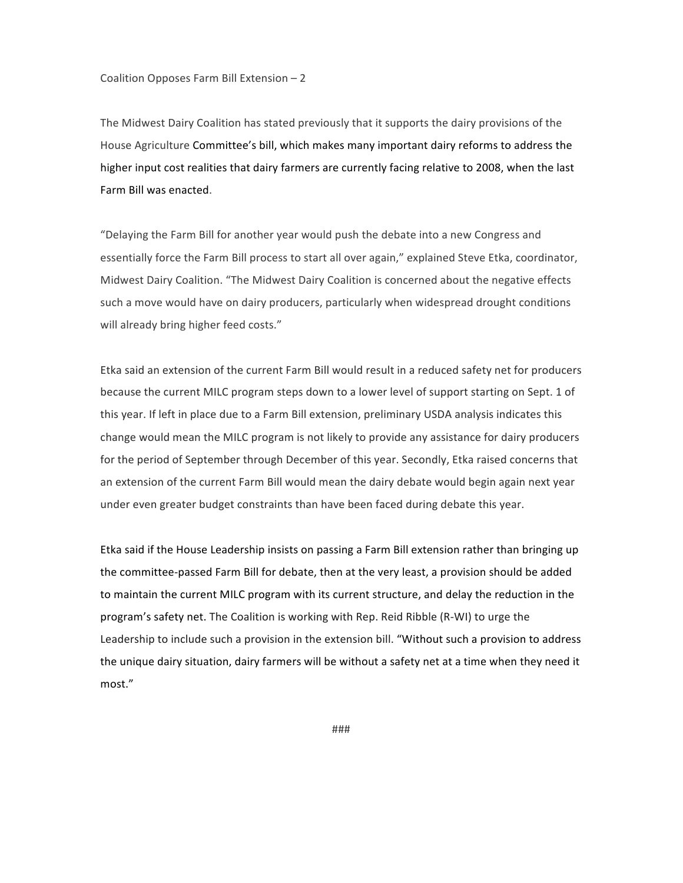The Midwest Dairy Coalition has stated previously that it supports the dairy provisions of the House Agriculture Committee's bill, which makes many important dairy reforms to address the higher input cost realities that dairy farmers are currently facing relative to 2008, when the last Farm Bill was enacted.

"Delaying the Farm Bill for another year would push the debate into a new Congress and essentially force the Farm Bill process to start all over again," explained Steve Etka, coordinator, Midwest Dairy Coalition. "The Midwest Dairy Coalition is concerned about the negative effects such a move would have on dairy producers, particularly when widespread drought conditions will already bring higher feed costs."

Etka said an extension of the current Farm Bill would result in a reduced safety net for producers because the current MILC program steps down to a lower level of support starting on Sept. 1 of this year. If left in place due to a Farm Bill extension, preliminary USDA analysis indicates this change would mean the MILC program is not likely to provide any assistance for dairy producers for the period of September through December of this year. Secondly, Etka raised concerns that an extension of the current Farm Bill would mean the dairy debate would begin again next year under even greater budget constraints than have been faced during debate this year.

Etka said if the House Leadership insists on passing a Farm Bill extension rather than bringing up the committee-passed Farm Bill for debate, then at the very least, a provision should be added to maintain the current MILC program with its current structure, and delay the reduction in the program's safety net. The Coalition is working with Rep. Reid Ribble (R-WI) to urge the Leadership to include such a provision in the extension bill. "Without such a provision to address the unique dairy situation, dairy farmers will be without a safety net at a time when they need it most."

###